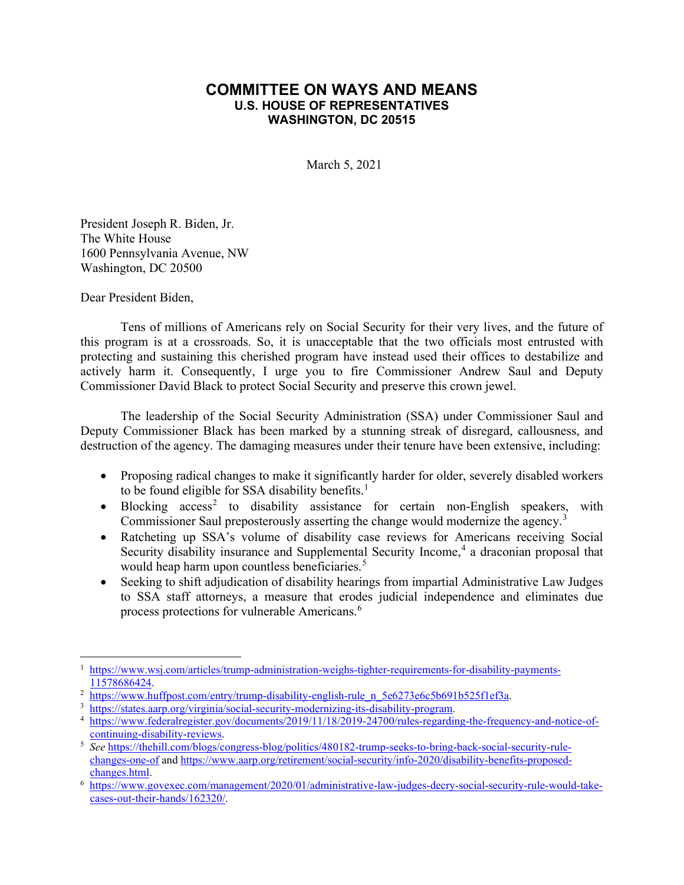# COMMITTEE ON WAYS AND MEANS

**U.S. HOUSE OF REPRESENTATIVES**
**WASHINGTON, DC 20515**

March 5, 2021

President Joseph R. Biden, Jr.
The White House
1600 Pennsylvania Avenue, NW
Washington, DC 20500

Dear President Biden,

Tens of millions of Americans rely on Social Security for their very lives, and the future of this program is at a crossroads. So, it is unacceptable that the two officials most entrusted with protecting and sustaining this cherished program have instead used their offices to destabilize and actively harm it. Consequently, I urge you to fire Commissioner Andrew Saul and Deputy Commissioner David Black to protect Social Security and preserve this crown jewel.

The leadership of the Social Security Administration (SSA) under Commissioner Saul and Deputy Commissioner Black has been marked by a stunning streak of disregard, callousness, and destruction of the agency. The damaging measures under their tenure have been extensive, including:

- Proposing radical changes to make it significantly harder for older, severely disabled workers to be found eligible for SSA disability benefits.[1]
- Blocking access[2] to disability assistance for certain non-English speakers, with Commissioner Saul preposterously asserting the change would modernize the agency.[3]
- Ratcheting up SSA's volume of disability case reviews for Americans receiving Social Security disability insurance and Supplemental Security Income,[4] a draconian proposal that would heap harm upon countless beneficiaries.[5]
- Seeking to shift adjudication of disability hearings from impartial Administrative Law Judges to SSA staff attorneys, a measure that erodes judicial independence and eliminates due process protections for vulnerable Americans.[6]

---

[1] https://www.wsj.com/articles/trump-administration-weighs-tighter-requirements-for-disability-payments-11578686424.

[2] https://www.huffpost.com/entry/trump-disability-english-rule_n_5e6273e6c5b691b525f1ef3a.

[3] https://states.aarp.org/virginia/social-security-modernizing-its-disability-program.

[4] https://www.federalregister.gov/documents/2019/11/18/2019-24700/rules-regarding-the-frequency-and-notice-of-continuing-disability-reviews.

[5] *See* https://thehill.com/blogs/congress-blog/politics/480182-trump-seeks-to-bring-back-social-security-rule-changes-one-of and https://www.aarp.org/retirement/social-security/info-2020/disability-benefits-proposed-changes.html.

[6] https://www.govexec.com/management/2020/01/administrative-law-judges-decry-social-security-rule-would-take-cases-out-their-hands/162320/.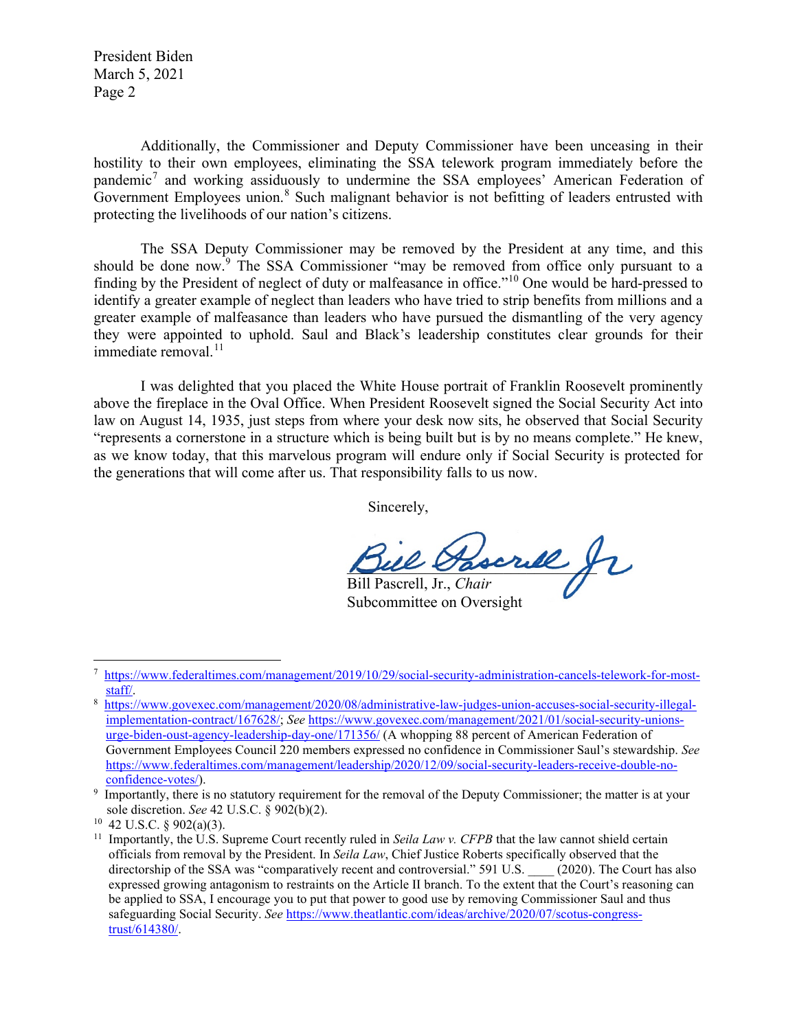Additionally, the Commissioner and Deputy Commissioner have been unceasing in their hostility to their own employees, eliminating the SSA telework program immediately before the pandemic[7] and working assiduously to undermine the SSA employees' American Federation of Government Employees union.[8] Such malignant behavior is not befitting of leaders entrusted with protecting the livelihoods of our nation's citizens.

The SSA Deputy Commissioner may be removed by the President at any time, and this should be done now.[9] The SSA Commissioner "may be removed from office only pursuant to a finding by the President of neglect of duty or malfeasance in office."[10] One would be hard-pressed to identify a greater example of neglect than leaders who have tried to strip benefits from millions and a greater example of malfeasance than leaders who have pursued the dismantling of the very agency they were appointed to uphold. Saul and Black's leadership constitutes clear grounds for their immediate removal.[11]

I was delighted that you placed the White House portrait of Franklin Roosevelt prominently above the fireplace in the Oval Office. When President Roosevelt signed the Social Security Act into law on August 14, 1935, just steps from where your desk now sits, he observed that Social Security "represents a cornerstone in a structure which is being built but is by no means complete." He knew, as we know today, that this marvelous program will endure only if Social Security is protected for the generations that will come after us. That responsibility falls to us now.

Sincerely,

Bill Pascrell Jr

Bill Pascrell, Jr., *Chair*
Subcommittee on Oversight

---

[7] https://www.federaltimes.com/management/2019/10/29/social-security-administration-cancels-telework-for-most-staff/.

[8] https://www.govexec.com/management/2020/08/administrative-law-judges-union-accuses-social-security-illegal-implementation-contract/167628/; *See* https://www.govexec.com/management/2021/01/social-security-unions-urge-biden-oust-agency-leadership-day-one/171356/ (A whopping 88 percent of American Federation of Government Employees Council 220 members expressed no confidence in Commissioner Saul's stewardship. *See* https://www.federaltimes.com/management/leadership/2020/12/09/social-security-leaders-receive-double-no-confidence-votes/).

[9] Importantly, there is no statutory requirement for the removal of the Deputy Commissioner; the matter is at your sole discretion. *See* 42 U.S.C. § 902(b)(2).

[10] 42 U.S.C. § 902(a)(3).

[11] Importantly, the U.S. Supreme Court recently ruled in *Seila Law v. CFPB* that the law cannot shield certain officials from removal by the President. In *Seila Law*, Chief Justice Roberts specifically observed that the directorship of the SSA was "comparatively recent and controversial." 591 U.S. ____ (2020). The Court has also expressed growing antagonism to restraints on the Article II branch. To the extent that the Court's reasoning can be applied to SSA, I encourage you to put that power to good use by removing Commissioner Saul and thus safeguarding Social Security. *See* https://www.theatlantic.com/ideas/archive/2020/07/scotus-congress-trust/614380/.